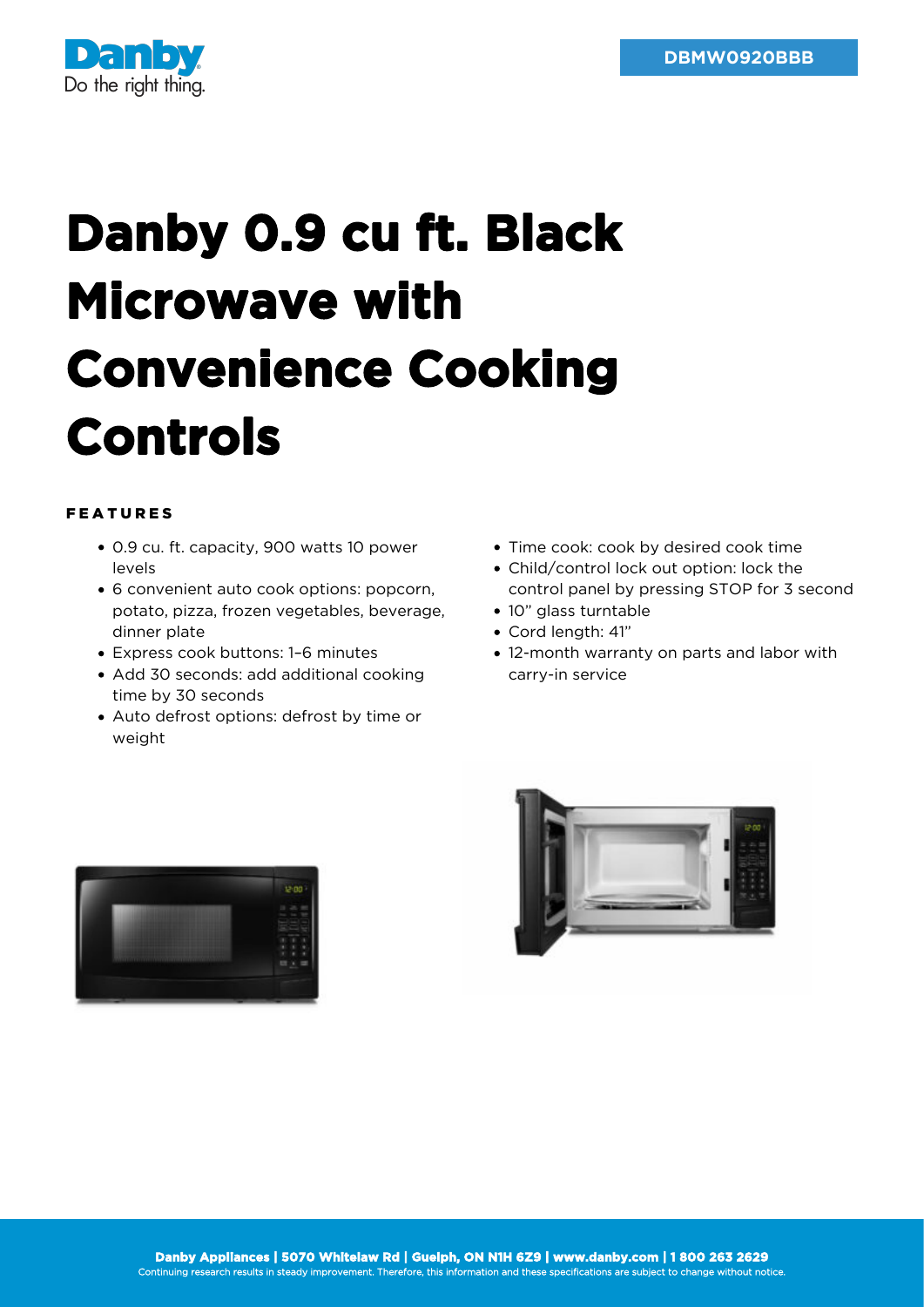DBMW0920BBB

# Danby 0.9 cu ft. Black Microwave with Convenience Cooking Controls

## FEATURES

- 0.9 cu. ft. capacity, 900 watts 10 power levels
- 6 convenient auto cook options: popcorn, potato, pizza, frozen vegetables, beverage, dinner plate
- Express cook buttons: 1–6 minutes
- Add 30 seconds: add additional cooking time by 30 seconds
- Auto defrost options: defrost by time or weight
- Time cook: cook by desired cook time
- Child/control lock out option: lock the control panel by pressing STOP for 3 second
- 10" glass turntable
- Cord length: 41"
- 12-month warranty on parts and labor with carry-in service

**Danby Appliances | 5070 Whitelaw Rd | Guelph, ON N1H 6Z9 | www.danby.com | 1 800 263 2629**

Continuing research results in steady improvement. Therefore, this information and these specifications are subject to change without notice.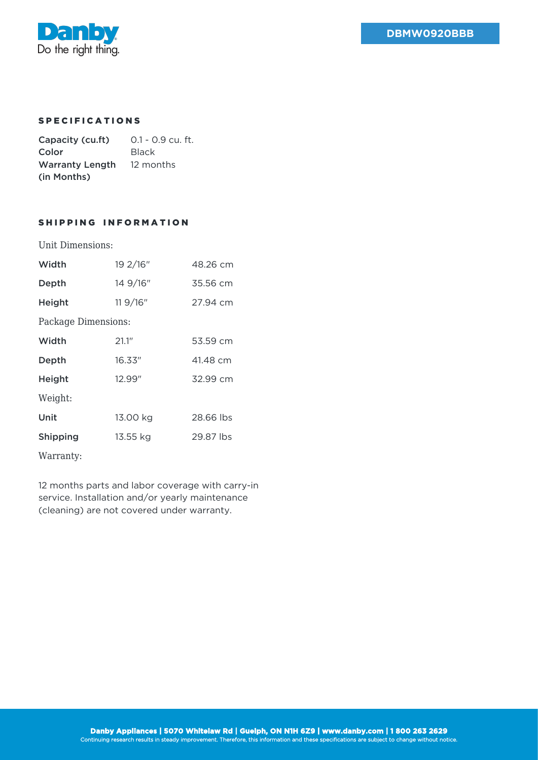Danby
Do the right thing.

DBMW0920BBB

## SPECIFICATIONS

| | |
|---|---|
| **Capacity (cu.ft)** | 0.1 - 0.9 cu. ft. |
| **Color** | Black |
| **Warranty Length (in Months)** | 12 months |

## SHIPPING INFORMATION

Unit Dimensions:

| | | |
|---|---|---|
| **Width** | 19 2/16" | 48.26 cm |
| **Depth** | 14 9/16" | 35.56 cm |
| **Height** | 11 9/16" | 27.94 cm |

Package Dimensions:

| | | |
|---|---|---|
| **Width** | 21.1" | 53.59 cm |
| **Depth** | 16.33" | 41.48 cm |
| **Height** | 12.99" | 32.99 cm |

Weight:

| | | |
|---|---|---|
| **Unit** | 13.00 kg | 28.66 lbs |
| **Shipping** | 13.55 kg | 29.87 lbs |

Warranty:

12 months parts and labor coverage with carry-in service. Installation and/or yearly maintenance (cleaning) are not covered under warranty.

**Danby Appliances | 5070 Whitelaw Rd | Guelph, ON N1H 6Z9 | www.danby.com | 1 800 263 2629**
Continuing research results in steady improvement. Therefore, this information and these specifications are subject to change without notice.